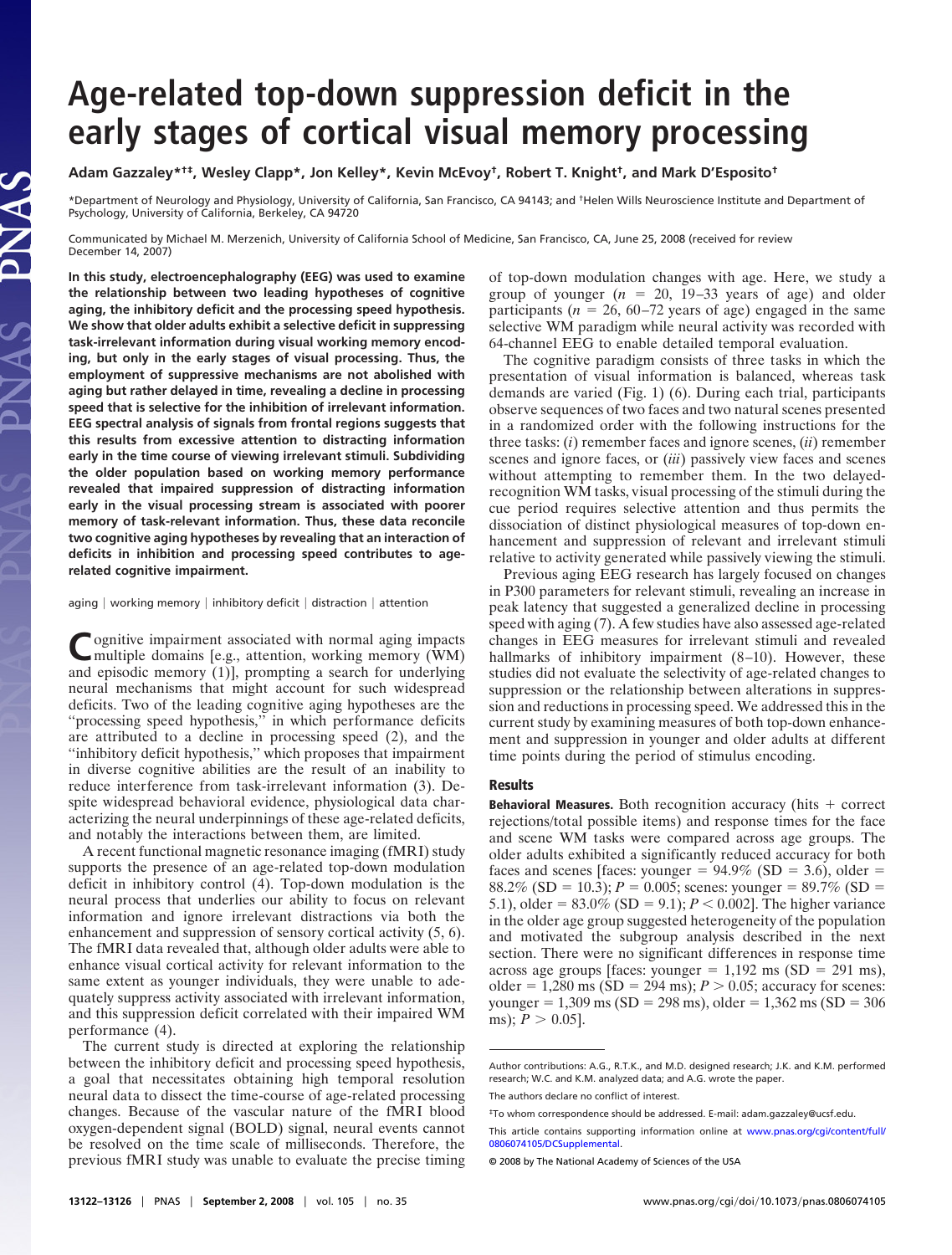# Age-related top-down suppression deficit in the early stages of cortical visual memory processing

**Adam Gazzaley*†‡, Wesley Clapp*, Jon Kelley*, Kevin McEvoy†, Robert T. Knight†, and Mark D'Esposito†**

*Department of Neurology and Physiology, University of California, San Francisco, CA 94143; and †Helen Wills Neuroscience Institute and Department of Psychology, University of California, Berkeley, CA 94720

Communicated by Michael M. Merzenich, University of California School of Medicine, San Francisco, CA, June 25, 2008 (received for review December 14, 2007)

**In this study, electroencephalography (EEG) was used to examine the relationship between two leading hypotheses of cognitive aging, the inhibitory deficit and the processing speed hypothesis. We show that older adults exhibit a selective deficit in suppressing task-irrelevant information during visual working memory encoding, but only in the early stages of visual processing. Thus, the employment of suppressive mechanisms are not abolished with aging but rather delayed in time, revealing a decline in processing speed that is selective for the inhibition of irrelevant information. EEG spectral analysis of signals from frontal regions suggests that this results from excessive attention to distracting information early in the time course of viewing irrelevant stimuli. Subdividing the older population based on working memory performance revealed that impaired suppression of distracting information early in the visual processing stream is associated with poorer memory of task-relevant information. Thus, these data reconcile two cognitive aging hypotheses by revealing that an interaction of deficits in inhibition and processing speed contributes to age-related cognitive impairment.**

aging | working memory | inhibitory deficit | distraction | attention

Cognitive impairment associated with normal aging impacts multiple domains [e.g., attention, working memory (WM) and episodic memory (1)], prompting a search for underlying neural mechanisms that might account for such widespread deficits. Two of the leading cognitive aging hypotheses are the "processing speed hypothesis," in which performance deficits are attributed to a decline in processing speed (2), and the "inhibitory deficit hypothesis," which proposes that impairment in diverse cognitive abilities are the result of an inability to reduce interference from task-irrelevant information (3). Despite widespread behavioral evidence, physiological data characterizing the neural underpinnings of these age-related deficits, and notably the interactions between them, are limited.

A recent functional magnetic resonance imaging (fMRI) study supports the presence of an age-related top-down modulation deficit in inhibitory control (4). Top-down modulation is the neural process that underlies our ability to focus on relevant information and ignore irrelevant distractions via both the enhancement and suppression of sensory cortical activity (5, 6). The fMRI data revealed that, although older adults were able to enhance visual cortical activity for relevant information to the same extent as younger individuals, they were unable to adequately suppress activity associated with irrelevant information, and this suppression deficit correlated with their impaired WM performance (4).

The current study is directed at exploring the relationship between the inhibitory deficit and processing speed hypothesis, a goal that necessitates obtaining high temporal resolution neural data to dissect the time-course of age-related processing changes. Because of the vascular nature of the fMRI blood oxygen-dependent signal (BOLD) signal, neural events cannot be resolved on the time scale of milliseconds. Therefore, the previous fMRI study was unable to evaluate the precise timing of top-down modulation changes with age. Here, we study a group of younger ($n = 20$, 19–33 years of age) and older participants ($n = 26$, 60–72 years of age) engaged in the same selective WM paradigm while neural activity was recorded with 64-channel EEG to enable detailed temporal evaluation.

The cognitive paradigm consists of three tasks in which the presentation of visual information is balanced, whereas task demands are varied (Fig. 1) (6). During each trial, participants observe sequences of two faces and two natural scenes presented in a randomized order with the following instructions for the three tasks: (*i*) remember faces and ignore scenes, (*ii*) remember scenes and ignore faces, or (*iii*) passively view faces and scenes without attempting to remember them. In the two delayed-recognition WM tasks, visual processing of the stimuli during the cue period requires selective attention and thus permits the dissociation of distinct physiological measures of top-down enhancement and suppression of relevant and irrelevant stimuli relative to activity generated while passively viewing the stimuli.

Previous aging EEG research has largely focused on changes in P300 parameters for relevant stimuli, revealing an increase in peak latency that suggested a generalized decline in processing speed with aging (7). A few studies have also assessed age-related changes in EEG measures for irrelevant stimuli and revealed hallmarks of inhibitory impairment (8–10). However, these studies did not evaluate the selectivity of age-related changes to suppression or the relationship between alterations in suppression and reductions in processing speed. We addressed this in the current study by examining measures of both top-down enhancement and suppression in younger and older adults at different time points during the period of stimulus encoding.

## Results

**Behavioral Measures.** Both recognition accuracy (hits + correct rejections/total possible items) and response times for the face and scene WM tasks were compared across age groups. The older adults exhibited a significantly reduced accuracy for both faces and scenes [faces: younger = 94.9% (SD = 3.6), older = 88.2% (SD = 10.3); $P = 0.005$; scenes: younger = 89.7% (SD = 5.1), older = 83.0% (SD = 9.1); $P < 0.002$]. The higher variance in the older age group suggested heterogeneity of the population and motivated the subgroup analysis described in the next section. There were no significant differences in response time across age groups [faces: younger = 1,192 ms (SD = 291 ms), older = 1,280 ms (SD = 294 ms); $P > 0.05$; accuracy for scenes: younger = 1,309 ms (SD = 298 ms), older = 1,362 ms (SD = 306 ms); $P > 0.05$].

---

Author contributions: A.G., R.T.K., and M.D. designed research; J.K. and K.M. performed research; W.C. and K.M. analyzed data; and A.G. wrote the paper.

The authors declare no conflict of interest.

‡To whom correspondence should be addressed. E-mail: adam.gazzaley@ucsf.edu.

This article contains supporting information online at www.pnas.org/cgi/content/full/0806074105/DCSupplemental.

© 2008 by The National Academy of Sciences of the USA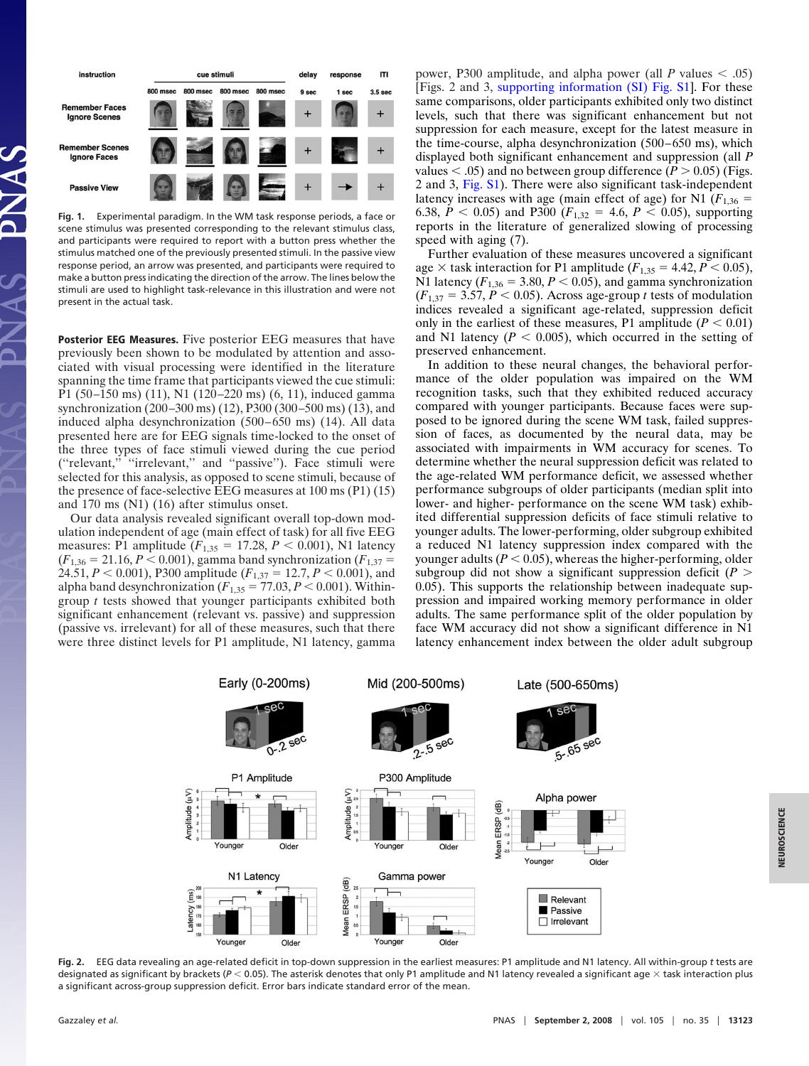Fig. 1. Experimental paradigm. In the WM task response periods, a face or scene stimulus was presented corresponding to the relevant stimulus class, and participants were required to report with a button press whether the stimulus matched one of the previously presented stimuli. In the passive view response period, an arrow was presented, and participants were required to make a button press indicating the direction of the arrow. The lines below the stimuli are used to highlight task-relevance in this illustration and were not present in the actual task.

**Posterior EEG Measures.** Five posterior EEG measures that have previously been shown to be modulated by attention and associated with visual processing were identified in the literature spanning the time frame that participants viewed the cue stimuli: P1 (50–150 ms) (11), N1 (120–220 ms) (6, 11), induced gamma synchronization (200–300 ms) (12), P300 (300–500 ms) (13), and induced alpha desynchronization (500–650 ms) (14). All data presented here are for EEG signals time-locked to the onset of the three types of face stimuli viewed during the cue period ("relevant," "irrelevant," and "passive"). Face stimuli were selected for this analysis, as opposed to scene stimuli, because of the presence of face-selective EEG measures at 100 ms (P1) (15) and 170 ms (N1) (16) after stimulus onset.

Our data analysis revealed significant overall top-down modulation independent of age (main effect of task) for all five EEG measures: P1 amplitude ($F_{1,35}$ = 17.28, $P < 0.001$), N1 latency ($F_{1,36}$ = 21.16, $P < 0.001$), gamma band synchronization ($F_{1,37}$ = 24.51, $P < 0.001$), P300 amplitude ($F_{1,37}$ = 12.7, $P < 0.001$), and alpha band desynchronization ($F_{1,35}$ = 77.03, $P < 0.001$). Within-group $t$ tests showed that younger participants exhibited both significant enhancement (relevant vs. passive) and suppression (passive vs. irrelevant) for all of these measures, such that there were three distinct levels for P1 amplitude, N1 latency, gamma power, P300 amplitude, and alpha power (all $P$ values < .05) [Figs. 2 and 3, supporting information (SI) Fig. S1]. For these same comparisons, older participants exhibited only two distinct levels, such that there was significant enhancement but not suppression for each measure, except for the latest measure in the time-course, alpha desynchronization (500–650 ms), which displayed both significant enhancement and suppression (all $P$ values < .05) and no between group difference ($P > 0.05$) (Figs. 2 and 3, Fig. S1). There were also significant task-independent latency increases with age (main effect of age) for N1 ($F_{1,36}$ = 6.38, $P < 0.05$) and P300 ($F_{1,32}$ = 4.6, $P < 0.05$), supporting reports in the literature of generalized slowing of processing speed with aging (7).

Further evaluation of these measures uncovered a significant age × task interaction for P1 amplitude ($F_{1,35}$ = 4.42, $P < 0.05$), N1 latency ($F_{1,36}$ = 3.80, $P < 0.05$), and gamma synchronization ($F_{1,37}$ = 3.57, $P < 0.05$). Across age-group $t$ tests of modulation indices revealed a significant age-related, suppression deficit only in the earliest of these measures, P1 amplitude ($P < 0.01$) and N1 latency ($P < 0.005$), which occurred in the setting of preserved enhancement.

In addition to these neural changes, the behavioral performance of the older population was impaired on the WM recognition tasks, such that they exhibited reduced accuracy compared with younger participants. Because faces were supposed to be ignored during the scene WM task, failed suppression of faces, as documented by the neural data, may be associated with impairments in WM accuracy for scenes. To determine whether the neural suppression deficit was related to the age-related WM performance deficit, we assessed whether performance subgroups of older participants (median split into lower- and higher- performance on the scene WM task) exhibited differential suppression deficits of face stimuli relative to younger adults. The lower-performing, older subgroup exhibited a reduced N1 latency suppression index compared with the younger adults ($P < 0.05$), whereas the higher-performing, older subgroup did not show a significant suppression deficit ($P > 0.05$). This supports the relationship between inadequate suppression and impaired working memory performance in older adults. The same performance split of the older population by face WM accuracy did not show a significant difference in N1 latency enhancement index between the older adult subgroup

Fig. 2. EEG data revealing an age-related deficit in top-down suppression in the earliest measures: P1 amplitude and N1 latency. All within-group $t$ tests are designated as significant by brackets ($P < 0.05$). The asterisk denotes that only P1 amplitude and N1 latency revealed a significant age × task interaction plus a significant across-group suppression deficit. Error bars indicate standard error of the mean.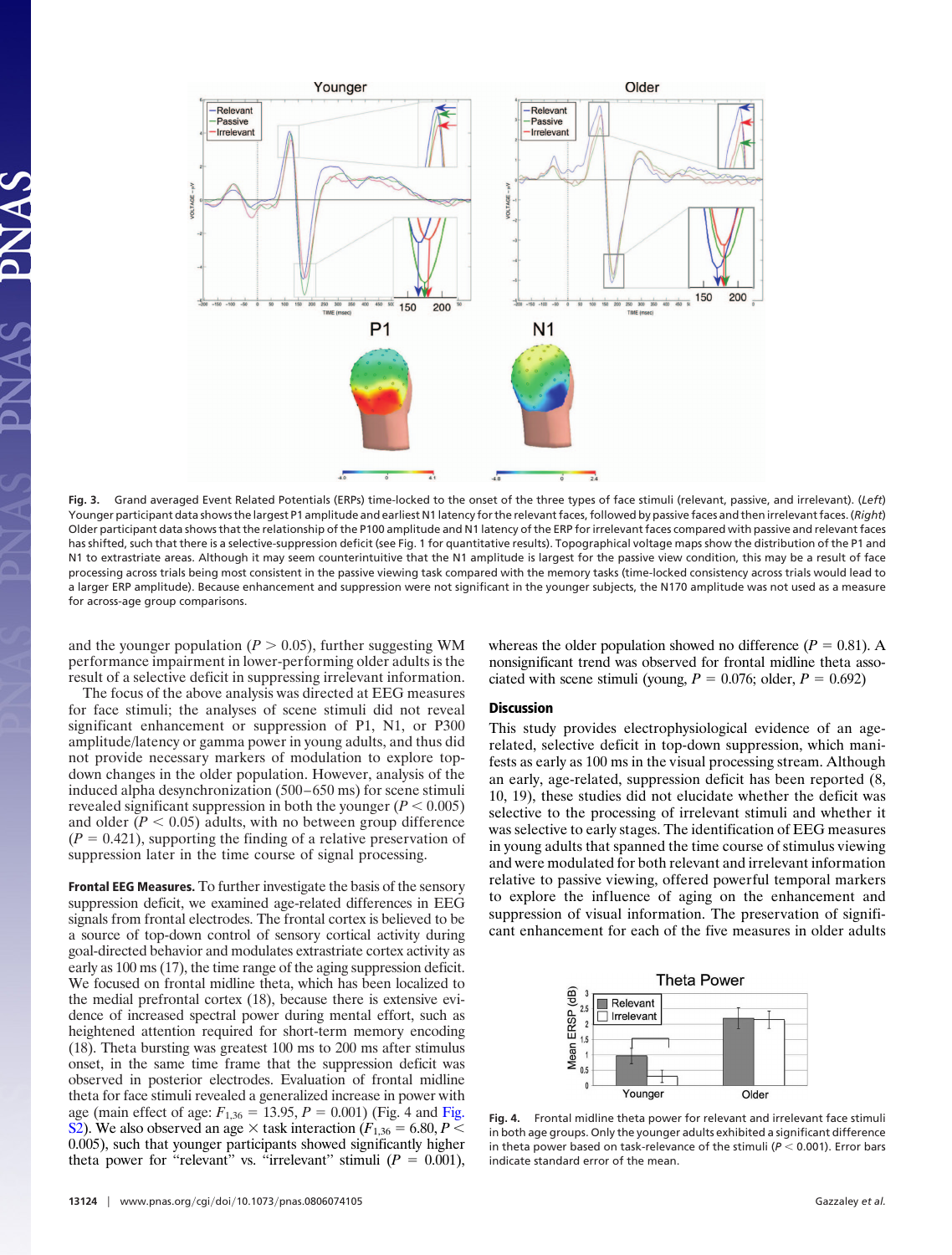Fig. 3. Grand averaged Event Related Potentials (ERPs) time-locked to the onset of the three types of face stimuli (relevant, passive, and irrelevant). (*Left*) Younger participant data shows the largest P1 amplitude and earliest N1 latency for the relevant faces, followed by passive faces and then irrelevant faces. (*Right*) Older participant data shows that the relationship of the P100 amplitude and N1 latency of the ERP for irrelevant faces compared with passive and relevant faces has shifted, such that there is a selective-suppression deficit (see Fig. 1 for quantitative results). Topographical voltage maps show the distribution of the P1 and N1 to extrastriate areas. Although it may seem counterintuitive that the N1 amplitude is largest for the passive view condition, this may be a result of face processing across trials being most consistent in the passive viewing task compared with the memory tasks (time-locked consistency across trials would lead to a larger ERP amplitude). Because enhancement and suppression were not significant in the younger subjects, the N170 amplitude was not used as a measure for across-age group comparisons.

and the younger population ($P > 0.05$), further suggesting WM performance impairment in lower-performing older adults is the result of a selective deficit in suppressing irrelevant information.

The focus of the above analysis was directed at EEG measures for face stimuli; the analyses of scene stimuli did not reveal significant enhancement or suppression of P1, N1, or P300 amplitude/latency or gamma power in young adults, and thus did not provide necessary markers of modulation to explore top-down changes in the older population. However, analysis of the induced alpha desynchronization (500–650 ms) for scene stimuli revealed significant suppression in both the younger ($P < 0.005$) and older ($P < 0.05$) adults, with no between group difference ($P = 0.421$), supporting the finding of a relative preservation of suppression later in the time course of signal processing.

**Frontal EEG Measures.** To further investigate the basis of the sensory suppression deficit, we examined age-related differences in EEG signals from frontal electrodes. The frontal cortex is believed to be a source of top-down control of sensory cortical activity during goal-directed behavior and modulates extrastriate cortex activity as early as 100 ms (17), the time range of the aging suppression deficit. We focused on frontal midline theta, which has been localized to the medial prefrontal cortex (18), because there is extensive evidence of increased spectral power during mental effort, such as heightened attention required for short-term memory encoding (18). Theta bursting was greatest 100 ms to 200 ms after stimulus onset, in the same time frame that the suppression deficit was observed in posterior electrodes. Evaluation of frontal midline theta for face stimuli revealed a generalized increase in power with age (main effect of age: $F_{1,36} = 13.95$, $P = 0.001$) (Fig. 4 and Fig. S2). We also observed an age × task interaction ($F_{1,36} = 6.80$, $P < 0.005$), such that younger participants showed significantly higher theta power for "relevant" vs. "irrelevant" stimuli ($P = 0.001$), whereas the older population showed no difference ($P = 0.81$). A nonsignificant trend was observed for frontal midline theta associated with scene stimuli (young, $P = 0.076$; older, $P = 0.692$)

## Discussion

This study provides electrophysiological evidence of an age-related, selective deficit in top-down suppression, which manifests as early as 100 ms in the visual processing stream. Although an early, age-related, suppression deficit has been reported (8, 10, 19), these studies did not elucidate whether the deficit was selective to the processing of irrelevant stimuli and whether it was selective to early stages. The identification of EEG measures in young adults that spanned the time course of stimulus viewing and were modulated for both relevant and irrelevant information relative to passive viewing, offered powerful temporal markers to explore the influence of aging on the enhancement and suppression of visual information. The preservation of significant enhancement for each of the five measures in older adults

Fig. 4. Frontal midline theta power for relevant and irrelevant face stimuli in both age groups. Only the younger adults exhibited a significant difference in theta power based on task-relevance of the stimuli ($P < 0.001$). Error bars indicate standard error of the mean.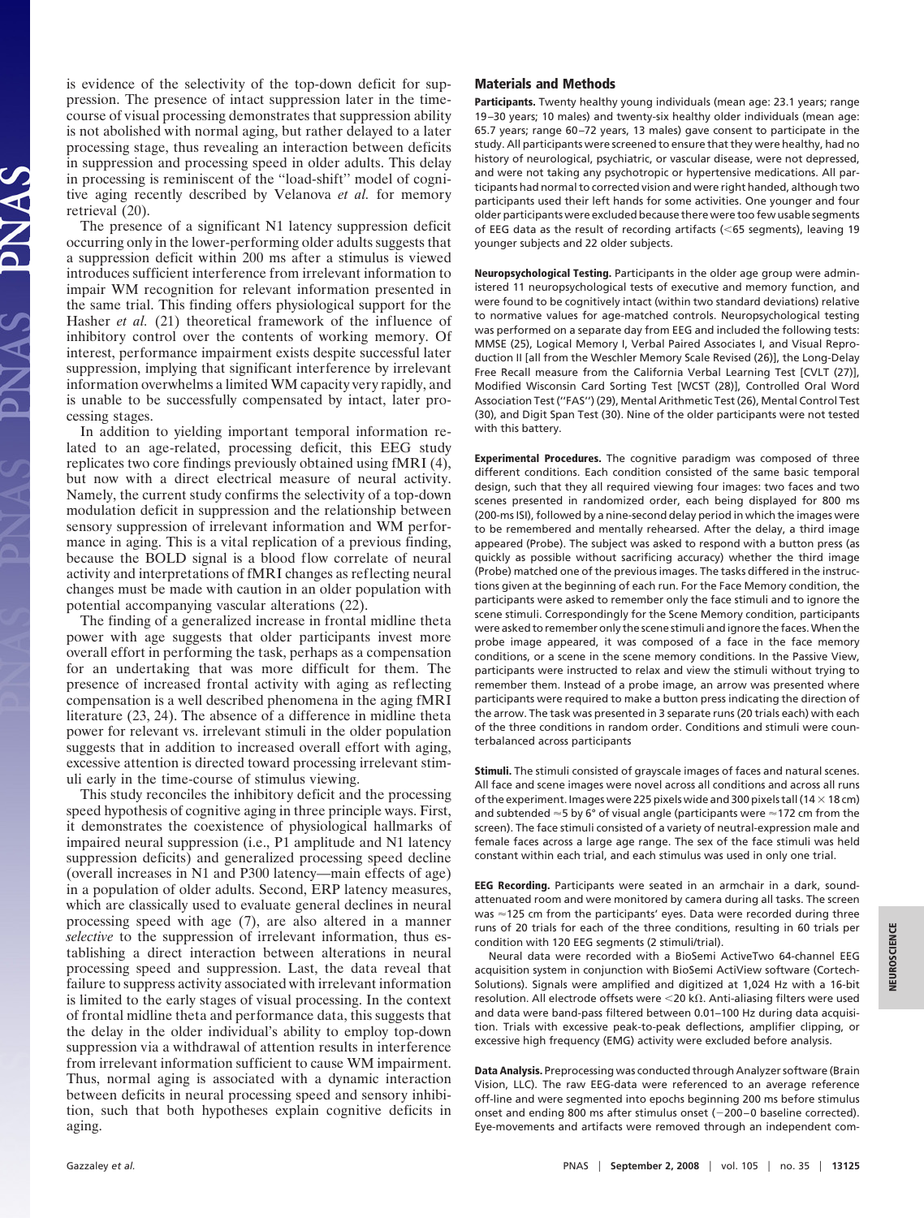is evidence of the selectivity of the top-down deficit for suppression. The presence of intact suppression later in the timecourse of visual processing demonstrates that suppression ability is not abolished with normal aging, but rather delayed to a later processing stage, thus revealing an interaction between deficits in suppression and processing speed in older adults. This delay in processing is reminiscent of the ''load-shift'' model of cognitive aging recently described by Velanova *et al.* for memory retrieval (20).

The presence of a significant N1 latency suppression deficit occurring only in the lower-performing older adults suggests that a suppression deficit within 200 ms after a stimulus is viewed introduces sufficient interference from irrelevant information to impair WM recognition for relevant information presented in the same trial. This finding offers physiological support for the Hasher *et al.* (21) theoretical framework of the influence of inhibitory control over the contents of working memory. Of interest, performance impairment exists despite successful later suppression, implying that significant interference by irrelevant information overwhelms a limited WM capacity very rapidly, and is unable to be successfully compensated by intact, later processing stages.

In addition to yielding important temporal information related to an age-related, processing deficit, this EEG study replicates two core findings previously obtained using fMRI (4), but now with a direct electrical measure of neural activity. Namely, the current study confirms the selectivity of a top-down modulation deficit in suppression and the relationship between sensory suppression of irrelevant information and WM performance in aging. This is a vital replication of a previous finding, because the BOLD signal is a blood flow correlate of neural activity and interpretations of fMRI changes as reflecting neural changes must be made with caution in an older population with potential accompanying vascular alterations (22).

The finding of a generalized increase in frontal midline theta power with age suggests that older participants invest more overall effort in performing the task, perhaps as a compensation for an undertaking that was more difficult for them. The presence of increased frontal activity with aging as reflecting compensation is a well described phenomena in the aging fMRI literature (23, 24). The absence of a difference in midline theta power for relevant vs. irrelevant stimuli in the older population suggests that in addition to increased overall effort with aging, excessive attention is directed toward processing irrelevant stimuli early in the time-course of stimulus viewing.

This study reconciles the inhibitory deficit and the processing speed hypothesis of cognitive aging in three principle ways. First, it demonstrates the coexistence of physiological hallmarks of impaired neural suppression (i.e., P1 amplitude and N1 latency suppression deficits) and generalized processing speed decline (overall increases in N1 and P300 latency—main effects of age) in a population of older adults. Second, ERP latency measures, which are classically used to evaluate general declines in neural processing speed with age (7), are also altered in a manner *selective* to the suppression of irrelevant information, thus establishing a direct interaction between alterations in neural processing speed and suppression. Last, the data reveal that failure to suppress activity associated with irrelevant information is limited to the early stages of visual processing. In the context of frontal midline theta and performance data, this suggests that the delay in the older individual's ability to employ top-down suppression via a withdrawal of attention results in interference from irrelevant information sufficient to cause WM impairment. Thus, normal aging is associated with a dynamic interaction between deficits in neural processing speed and sensory inhibition, such that both hypotheses explain cognitive deficits in aging.

## Materials and Methods

**Participants.** Twenty healthy young individuals (mean age: 23.1 years; range 19–30 years; 10 males) and twenty-six healthy older individuals (mean age: 65.7 years; range 60–72 years, 13 males) gave consent to participate in the study. All participants were screened to ensure that they were healthy, had no history of neurological, psychiatric, or vascular disease, were not depressed, and were not taking any psychotropic or hypertensive medications. All participants had normal to corrected vision and were right handed, although two participants used their left hands for some activities. One younger and four older participants were excluded because there were too few usable segments of EEG data as the result of recording artifacts (<65 segments), leaving 19 younger subjects and 22 older subjects.

**Neuropsychological Testing.** Participants in the older age group were administered 11 neuropsychological tests of executive and memory function, and were found to be cognitively intact (within two standard deviations) relative to normative values for age-matched controls. Neuropsychological testing was performed on a separate day from EEG and included the following tests: MMSE (25), Logical Memory I, Verbal Paired Associates I, and Visual Reproduction II [all from the Weschler Memory Scale Revised (26)], the Long-Delay Free Recall measure from the California Verbal Learning Test [CVLT (27)], Modified Wisconsin Card Sorting Test [WCST (28)], Controlled Oral Word Association Test (''FAS'') (29), Mental Arithmetic Test (26), Mental Control Test (30), and Digit Span Test (30). Nine of the older participants were not tested with this battery.

**Experimental Procedures.** The cognitive paradigm was composed of three different conditions. Each condition consisted of the same basic temporal design, such that they all required viewing four images: two faces and two scenes presented in randomized order, each being displayed for 800 ms (200-ms ISI), followed by a nine-second delay period in which the images were to be remembered and mentally rehearsed. After the delay, a third image appeared (Probe). The subject was asked to respond with a button press (as quickly as possible without sacrificing accuracy) whether the third image (Probe) matched one of the previous images. The tasks differed in the instructions given at the beginning of each run. For the Face Memory condition, the participants were asked to remember only the face stimuli and to ignore the scene stimuli. Correspondingly for the Scene Memory condition, participants were asked to remember only the scene stimuli and ignore the faces. When the probe image appeared, it was composed of a face in the face memory conditions, or a scene in the scene memory conditions. In the Passive View, participants were instructed to relax and view the stimuli without trying to remember them. Instead of a probe image, an arrow was presented where participants were required to make a button press indicating the direction of the arrow. The task was presented in 3 separate runs (20 trials each) with each of the three conditions in random order. Conditions and stimuli were counterbalanced across participants

**Stimuli.** The stimuli consisted of grayscale images of faces and natural scenes. All face and scene images were novel across all conditions and across all runs of the experiment. Images were 225 pixels wide and 300 pixels tall (14 × 18 cm) and subtended ≈5 by 6° of visual angle (participants were ≈172 cm from the screen). The face stimuli consisted of a variety of neutral-expression male and female faces across a large age range. The sex of the face stimuli was held constant within each trial, and each stimulus was used in only one trial.

**EEG Recording.** Participants were seated in an armchair in a dark, sound-attenuated room and were monitored by camera during all tasks. The screen was ≈125 cm from the participants' eyes. Data were recorded during three runs of 20 trials for each of the three conditions, resulting in 60 trials per condition with 120 EEG segments (2 stimuli/trial).

Neural data were recorded with a BioSemi ActiveTwo 64-channel EEG acquisition system in conjunction with BioSemi ActiView software (Cortech-Solutions). Signals were amplified and digitized at 1,024 Hz with a 16-bit resolution. All electrode offsets were <20 kΩ. Anti-aliasing filters were used and data were band-pass filtered between 0.01–100 Hz during data acquisition. Trials with excessive peak-to-peak deflections, amplifier clipping, or excessive high frequency (EMG) activity were excluded before analysis.

**Data Analysis.** Preprocessing was conducted through Analyzer software (Brain Vision, LLC). The raw EEG-data were referenced to an average reference off-line and were segmented into epochs beginning 200 ms before stimulus onset and ending 800 ms after stimulus onset (−200–0 baseline corrected). Eye-movements and artifacts were removed through an independent com-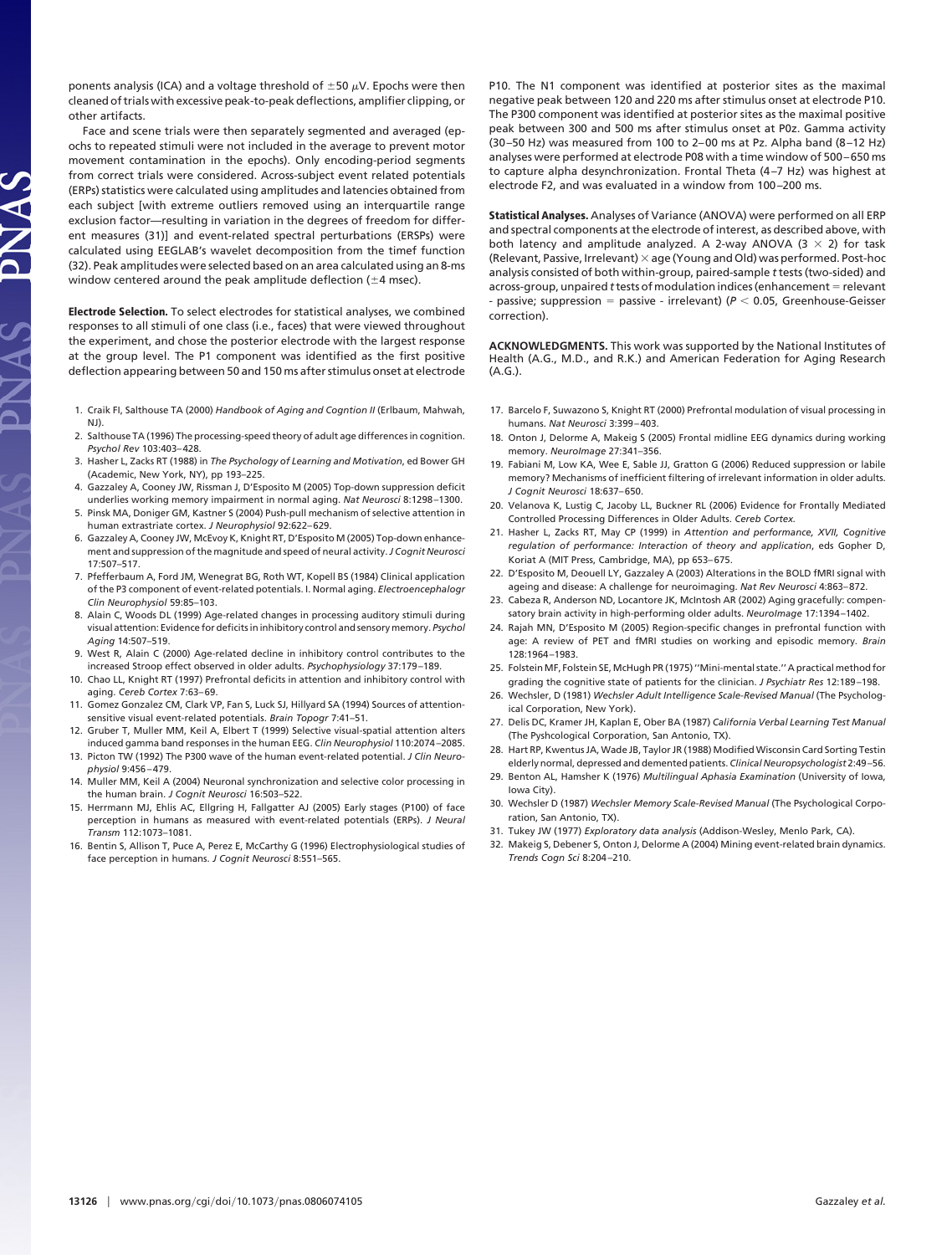ponents analysis (ICA) and a voltage threshold of $\pm 50$ $\mu$V. Epochs were then cleaned of trials with excessive peak-to-peak deflections, amplifier clipping, or other artifacts.

Face and scene trials were then separately segmented and averaged (epochs to repeated stimuli were not included in the average to prevent motor movement contamination in the epochs). Only encoding-period segments from correct trials were considered. Across-subject event related potentials (ERPs) statistics were calculated using amplitudes and latencies obtained from each subject [with extreme outliers removed using an interquartile range exclusion factor—resulting in variation in the degrees of freedom for different measures (31)] and event-related spectral perturbations (ERSPs) were calculated using EEGLAB's wavelet decomposition from the timef function (32). Peak amplitudes were selected based on an area calculated using an 8-ms window centered around the peak amplitude deflection ($\pm 4$ msec).

**Electrode Selection.** To select electrodes for statistical analyses, we combined responses to all stimuli of one class (i.e., faces) that were viewed throughout the experiment, and chose the posterior electrode with the largest response at the group level. The P1 component was identified as the first positive deflection appearing between 50 and 150 ms after stimulus onset at electrode P10. The N1 component was identified at posterior sites as the maximal negative peak between 120 and 220 ms after stimulus onset at electrode P10. The P300 component was identified at posterior sites as the maximal positive peak between 300 and 500 ms after stimulus onset at P0z. Gamma activity (30–50 Hz) was measured from 100 to 2–00 ms at Pz. Alpha band (8–12 Hz) analyses were performed at electrode P08 with a time window of 500–650 ms to capture alpha desynchronization. Frontal Theta (4–7 Hz) was highest at electrode F2, and was evaluated in a window from 100–200 ms.

**Statistical Analyses.** Analyses of Variance (ANOVA) were performed on all ERP and spectral components at the electrode of interest, as described above, with both latency and amplitude analyzed. A 2-way ANOVA ($3 \times 2$) for task (Relevant, Passive, Irrelevant) $\times$ age (Young and Old) was performed. Post-hoc analysis consisted of both within-group, paired-sample *t* tests (two-sided) and across-group, unpaired *t* tests of modulation indices (enhancement = relevant - passive; suppression = passive - irrelevant) ($P < 0.05$, Greenhouse-Geisser correction).

**ACKNOWLEDGMENTS.** This work was supported by the National Institutes of Health (A.G., M.D., and R.K.) and American Federation for Aging Research (A.G.).

1. Craik FI, Salthouse TA (2000) *Handbook of Aging and Cogntion II* (Erlbaum, Mahwah, NJ).
2. Salthouse TA (1996) The processing-speed theory of adult age differences in cognition. *Psychol Rev* 103:403–428.
3. Hasher L, Zacks RT (1988) in *The Psychology of Learning and Motivation*, ed Bower GH (Academic, New York, NY), pp 193–225.
4. Gazzaley A, Cooney JW, Rissman J, D'Esposito M (2005) Top-down suppression deficit underlies working memory impairment in normal aging. *Nat Neurosci* 8:1298–1300.
5. Pinsk MA, Doniger GM, Kastner S (2004) Push-pull mechanism of selective attention in human extrastriate cortex. *J Neurophysiol* 92:622–629.
6. Gazzaley A, Cooney JW, McEvoy K, Knight RT, D'Esposito M (2005) Top-down enhancement and suppression of the magnitude and speed of neural activity. *J Cognit Neurosci* 17:507–517.
7. Pfefferbaum A, Ford JM, Wenegrat BG, Roth WT, Kopell BS (1984) Clinical application of the P3 component of event-related potentials. I. Normal aging. *Electroencephalogr Clin Neurophysiol* 59:85–103.
8. Alain C, Woods DL (1999) Age-related changes in processing auditory stimuli during visual attention: Evidence for deficits in inhibitory control and sensory memory. *Psychol Aging* 14:507–519.
9. West R, Alain C (2000) Age-related decline in inhibitory control contributes to the increased Stroop effect observed in older adults. *Psychophysiology* 37:179–189.
10. Chao LL, Knight RT (1997) Prefrontal deficits in attention and inhibitory control with aging. *Cereb Cortex* 7:63–69.
11. Gomez Gonzalez CM, Clark VP, Fan S, Luck SJ, Hillyard SA (1994) Sources of attention-sensitive visual event-related potentials. *Brain Topogr* 7:41–51.
12. Gruber T, Muller MM, Keil A, Elbert T (1999) Selective visual-spatial attention alters induced gamma band responses in the human EEG. *Clin Neurophysiol* 110:2074–2085.
13. Picton TW (1992) The P300 wave of the human event-related potential. *J Clin Neurophysiol* 9:456–479.
14. Muller MM, Keil A (2004) Neuronal synchronization and selective color processing in the human brain. *J Cognit Neurosci* 16:503–522.
15. Herrmann MJ, Ehlis AC, Ellgring H, Fallgatter AJ (2005) Early stages (P100) of face perception in humans as measured with event-related potentials (ERPs). *J Neural Transm* 112:1073–1081.
16. Bentin S, Allison T, Puce A, Perez E, McCarthy G (1996) Electrophysiological studies of face perception in humans. *J Cognit Neurosci* 8:551–565.
17. Barcelo F, Suwazono S, Knight RT (2000) Prefrontal modulation of visual processing in humans. *Nat Neurosci* 3:399–403.
18. Onton J, Delorme A, Makeig S (2005) Frontal midline EEG dynamics during working memory. *NeuroImage* 27:341–356.
19. Fabiani M, Low KA, Wee E, Sable JJ, Gratton G (2006) Reduced suppression or labile memory? Mechanisms of inefficient filtering of irrelevant information in older adults. *J Cognit Neurosci* 18:637–650.
20. Velanova K, Lustig C, Jacoby LL, Buckner RL (2006) Evidence for Frontally Mediated Controlled Processing Differences in Older Adults. *Cereb Cortex.*
21. Hasher L, Zacks RT, May CP (1999) in *Attention and performance, XVII, Cognitive regulation of performance: Interaction of theory and application*, eds Gopher D, Koriat A (MIT Press, Cambridge, MA), pp 653–675.
22. D'Esposito M, Deouell LY, Gazzaley A (2003) Alterations in the BOLD fMRI signal with ageing and disease: A challenge for neuroimaging. *Nat Rev Neurosci* 4:863–872.
23. Cabeza R, Anderson ND, Locantore JK, McIntosh AR (2002) Aging gracefully: compensatory brain activity in high-performing older adults. *NeuroImage* 17:1394–1402.
24. Rajah MN, D'Esposito M (2005) Region-specific changes in prefrontal function with age: A review of PET and fMRI studies on working and episodic memory. *Brain* 128:1964–1983.
25. Folstein MF, Folstein SE, McHugh PR (1975) ''Mini-mental state.'' A practical method for grading the cognitive state of patients for the clinician. *J Psychiatr Res* 12:189–198.
26. Wechsler, D (1981) *Wechsler Adult Intelligence Scale-Revised Manual* (The Psychological Corporation, New York).
27. Delis DC, Kramer JH, Kaplan E, Ober BA (1987) *California Verbal Learning Test Manual* (The Pyshcological Corporation, San Antonio, TX).
28. Hart RP, Kwentus JA, Wade JB, Taylor JR (1988) Modified Wisconsin Card Sorting Testin elderly normal, depressed and demented patients. *Clinical Neuropsychologist* 2:49–56.
29. Benton AL, Hamsher K (1976) *Multilingual Aphasia Examination* (University of Iowa, Iowa City).
30. Wechsler D (1987) *Wechsler Memory Scale-Revised Manual* (The Psychological Corporation, San Antonio, TX).
31. Tukey JW (1977) *Exploratory data analysis* (Addison-Wesley, Menlo Park, CA).
32. Makeig S, Debener S, Onton J, Delorme A (2004) Mining event-related brain dynamics. *Trends Cogn Sci* 8:204–210.